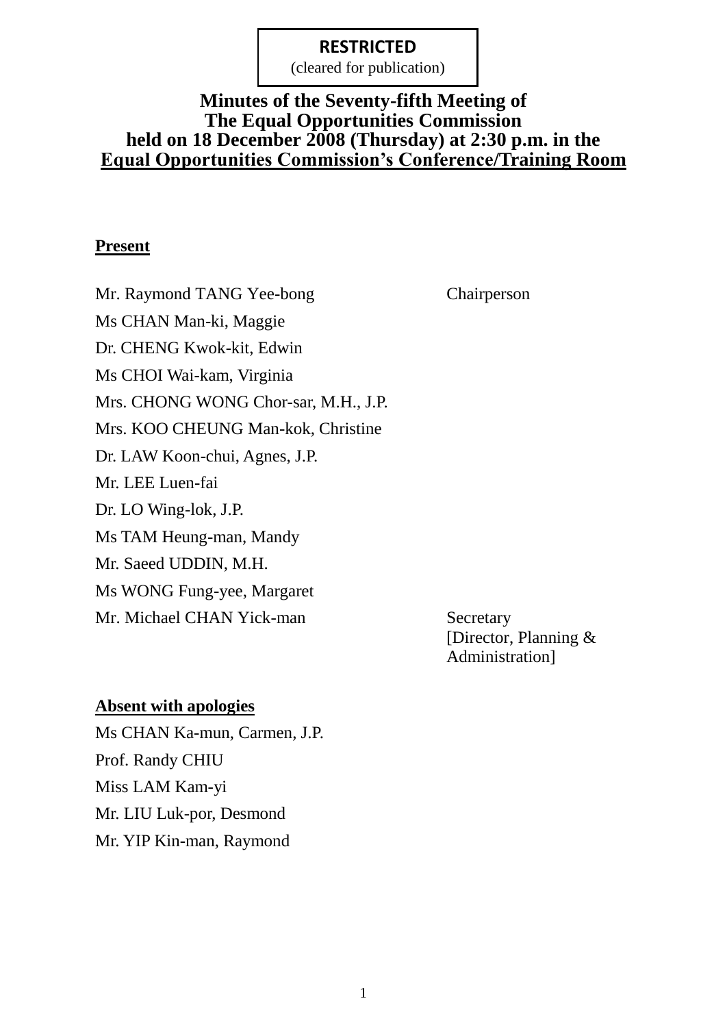**RESTRICTED**
(cleared for publication)

# Minutes of the Seventy-fifth Meeting of The Equal Opportunities Commission held on 18 December 2008 (Thursday) at 2:30 p.m. in the Equal Opportunities Commission's Conference/Training Room

## Present

| | |
|---|---|
| Mr. Raymond TANG Yee-bong | Chairperson |
| Ms CHAN Man-ki, Maggie | |
| Dr. CHENG Kwok-kit, Edwin | |
| Ms CHOI Wai-kam, Virginia | |
| Mrs. CHONG WONG Chor-sar, M.H., J.P. | |
| Mrs. KOO CHEUNG Man-kok, Christine | |
| Dr. LAW Koon-chui, Agnes, J.P. | |
| Mr. LEE Luen-fai | |
| Dr. LO Wing-lok, J.P. | |
| Ms TAM Heung-man, Mandy | |
| Mr. Saeed UDDIN, M.H. | |
| Ms WONG Fung-yee, Margaret | |
| Mr. Michael CHAN Yick-man | Secretary [Director, Planning & Administration] |

## Absent with apologies

Ms CHAN Ka-mun, Carmen, J.P.
Prof. Randy CHIU
Miss LAM Kam-yi
Mr. LIU Luk-por, Desmond
Mr. YIP Kin-man, Raymond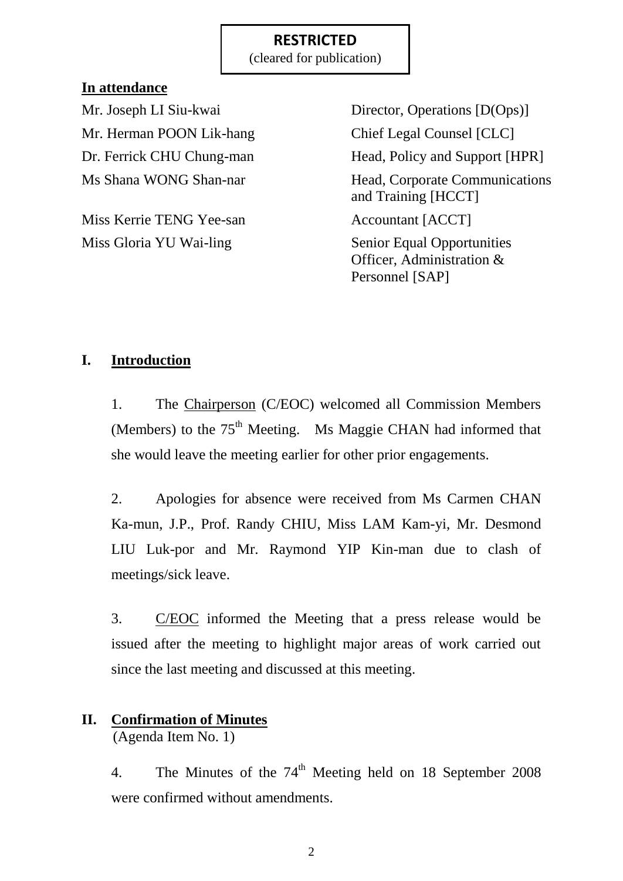**RESTRICTED**
(cleared for publication)

**In attendance**

| | |
|---|---|
| Mr. Joseph LI Siu-kwai | Director, Operations [D(Ops)] |
| Mr. Herman POON Lik-hang | Chief Legal Counsel [CLC] |
| Dr. Ferrick CHU Chung-man | Head, Policy and Support [HPR] |
| Ms Shana WONG Shan-nar | Head, Corporate Communications and Training [HCCT] |
| Miss Kerrie TENG Yee-san | Accountant [ACCT] |
| Miss Gloria YU Wai-ling | Senior Equal Opportunities Officer, Administration & Personnel [SAP] |

## I. Introduction

1. The Chairperson (C/EOC) welcomed all Commission Members (Members) to the 75th Meeting. Ms Maggie CHAN had informed that she would leave the meeting earlier for other prior engagements.

2. Apologies for absence were received from Ms Carmen CHAN Ka-mun, J.P., Prof. Randy CHIU, Miss LAM Kam-yi, Mr. Desmond LIU Luk-por and Mr. Raymond YIP Kin-man due to clash of meetings/sick leave.

3. C/EOC informed the Meeting that a press release would be issued after the meeting to highlight major areas of work carried out since the last meeting and discussed at this meeting.

## II. Confirmation of Minutes
(Agenda Item No. 1)

4. The Minutes of the 74th Meeting held on 18 September 2008 were confirmed without amendments.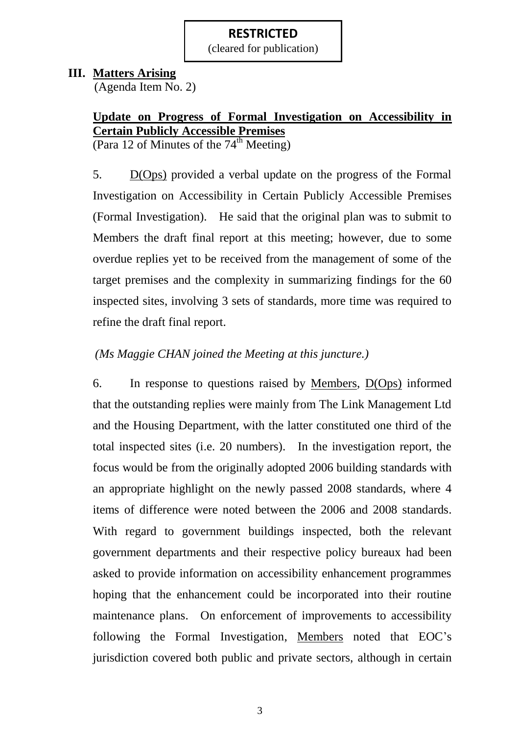**RESTRICTED**
(cleared for publication)

## III. Matters Arising

(Agenda Item No. 2)

**Update on Progress of Formal Investigation on Accessibility in Certain Publicly Accessible Premises**
(Para 12 of Minutes of the 74th Meeting)

5. D(Ops) provided a verbal update on the progress of the Formal Investigation on Accessibility in Certain Publicly Accessible Premises (Formal Investigation). He said that the original plan was to submit to Members the draft final report at this meeting; however, due to some overdue replies yet to be received from the management of some of the target premises and the complexity in summarizing findings for the 60 inspected sites, involving 3 sets of standards, more time was required to refine the draft final report.

*(Ms Maggie CHAN joined the Meeting at this juncture.)*

6. In response to questions raised by Members, D(Ops) informed that the outstanding replies were mainly from The Link Management Ltd and the Housing Department, with the latter constituted one third of the total inspected sites (i.e. 20 numbers). In the investigation report, the focus would be from the originally adopted 2006 building standards with an appropriate highlight on the newly passed 2008 standards, where 4 items of difference were noted between the 2006 and 2008 standards. With regard to government buildings inspected, both the relevant government departments and their respective policy bureaux had been asked to provide information on accessibility enhancement programmes hoping that the enhancement could be incorporated into their routine maintenance plans. On enforcement of improvements to accessibility following the Formal Investigation, Members noted that EOC's jurisdiction covered both public and private sectors, although in certain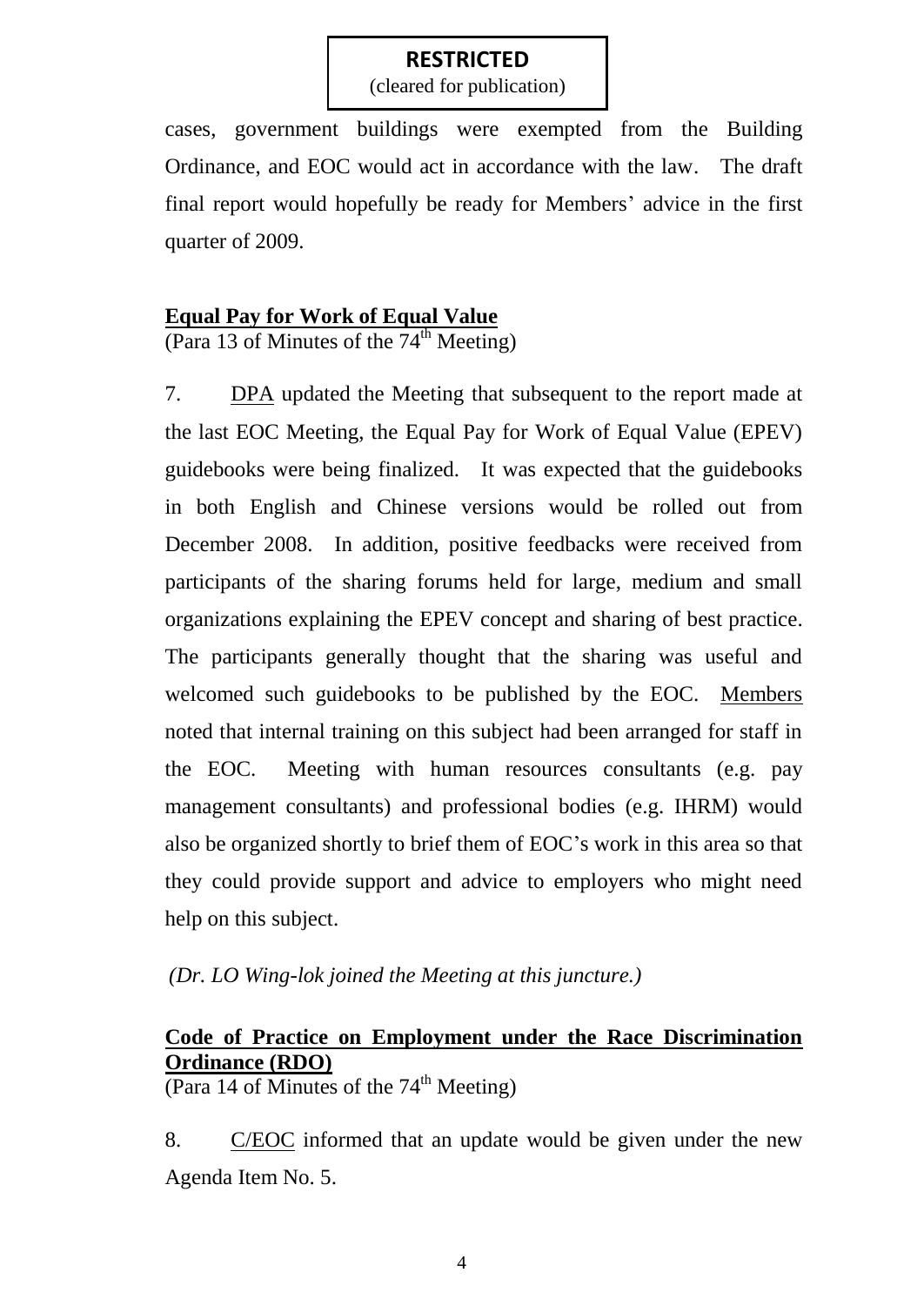**RESTRICTED**
(cleared for publication)

cases, government buildings were exempted from the Building Ordinance, and EOC would act in accordance with the law. The draft final report would hopefully be ready for Members' advice in the first quarter of 2009.

**Equal Pay for Work of Equal Value**
(Para 13 of Minutes of the 74th Meeting)

7. DPA updated the Meeting that subsequent to the report made at the last EOC Meeting, the Equal Pay for Work of Equal Value (EPEV) guidebooks were being finalized. It was expected that the guidebooks in both English and Chinese versions would be rolled out from December 2008. In addition, positive feedbacks were received from participants of the sharing forums held for large, medium and small organizations explaining the EPEV concept and sharing of best practice. The participants generally thought that the sharing was useful and welcomed such guidebooks to be published by the EOC. Members noted that internal training on this subject had been arranged for staff in the EOC. Meeting with human resources consultants (e.g. pay management consultants) and professional bodies (e.g. IHRM) would also be organized shortly to brief them of EOC's work in this area so that they could provide support and advice to employers who might need help on this subject.

*(Dr. LO Wing-lok joined the Meeting at this juncture.)*

**Code of Practice on Employment under the Race Discrimination Ordinance (RDO)**
(Para 14 of Minutes of the 74th Meeting)

8. C/EOC informed that an update would be given under the new Agenda Item No. 5.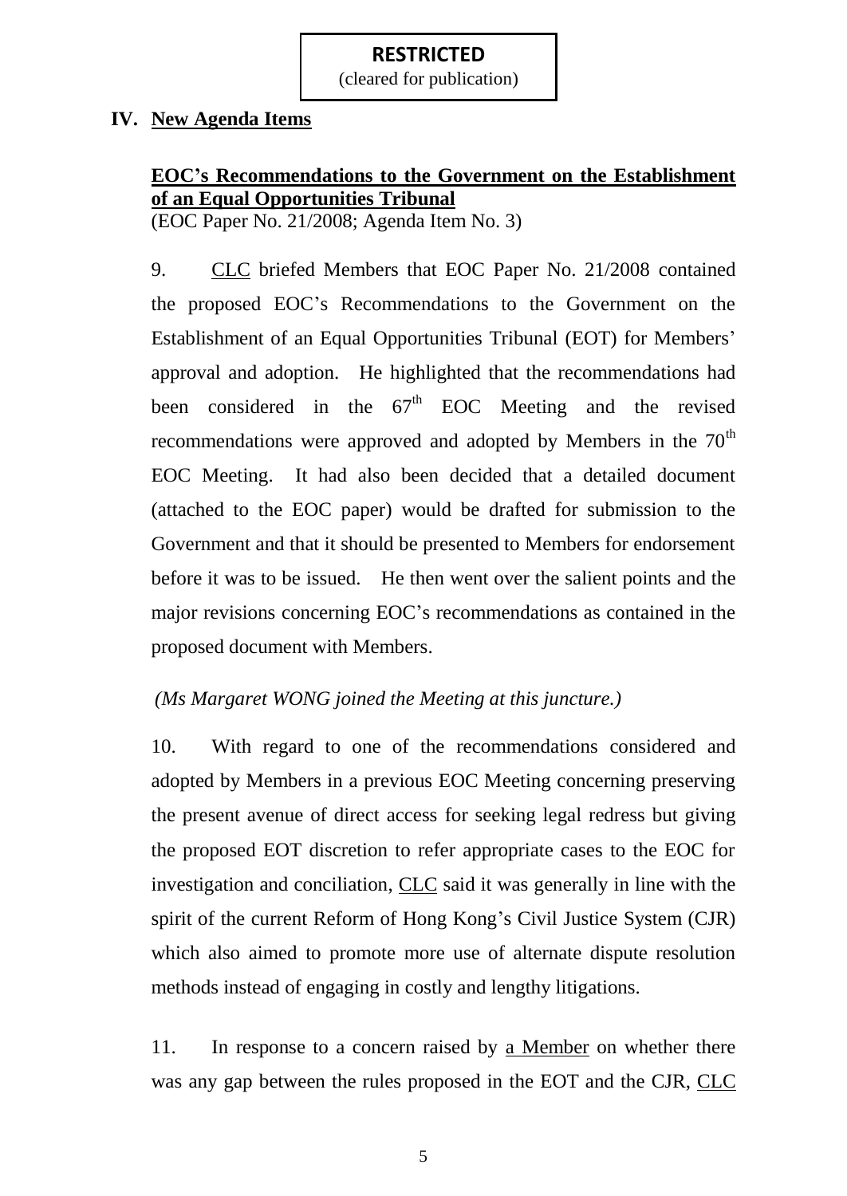**RESTRICTED**
(cleared for publication)

## IV. New Agenda Items

### EOC's Recommendations to the Government on the Establishment of an Equal Opportunities Tribunal

(EOC Paper No. 21/2008; Agenda Item No. 3)

9. CLC briefed Members that EOC Paper No. 21/2008 contained the proposed EOC's Recommendations to the Government on the Establishment of an Equal Opportunities Tribunal (EOT) for Members' approval and adoption. He highlighted that the recommendations had been considered in the 67th EOC Meeting and the revised recommendations were approved and adopted by Members in the 70th EOC Meeting. It had also been decided that a detailed document (attached to the EOC paper) would be drafted for submission to the Government and that it should be presented to Members for endorsement before it was to be issued. He then went over the salient points and the major revisions concerning EOC's recommendations as contained in the proposed document with Members.

*(Ms Margaret WONG joined the Meeting at this juncture.)*

10. With regard to one of the recommendations considered and adopted by Members in a previous EOC Meeting concerning preserving the present avenue of direct access for seeking legal redress but giving the proposed EOT discretion to refer appropriate cases to the EOC for investigation and conciliation, CLC said it was generally in line with the spirit of the current Reform of Hong Kong's Civil Justice System (CJR) which also aimed to promote more use of alternate dispute resolution methods instead of engaging in costly and lengthy litigations.

11. In response to a concern raised by a Member on whether there was any gap between the rules proposed in the EOT and the CJR, CLC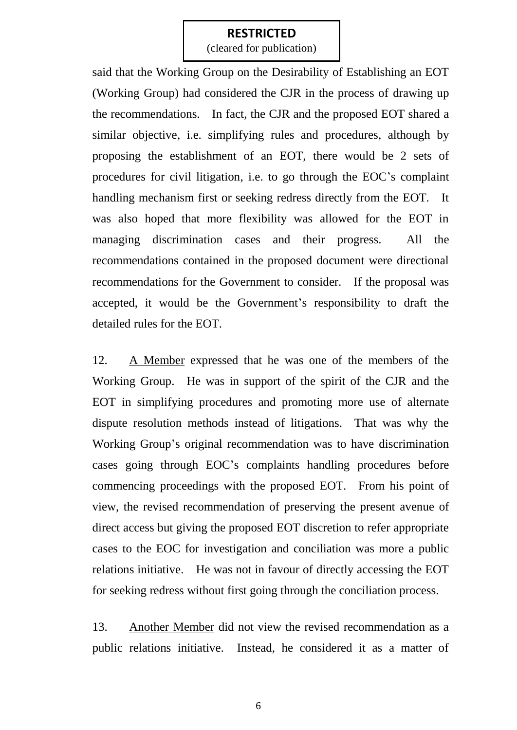said that the Working Group on the Desirability of Establishing an EOT (Working Group) had considered the CJR in the process of drawing up the recommendations. In fact, the CJR and the proposed EOT shared a similar objective, i.e. simplifying rules and procedures, although by proposing the establishment of an EOT, there would be 2 sets of procedures for civil litigation, i.e. to go through the EOC's complaint handling mechanism first or seeking redress directly from the EOT. It was also hoped that more flexibility was allowed for the EOT in managing discrimination cases and their progress. All the recommendations contained in the proposed document were directional recommendations for the Government to consider. If the proposal was accepted, it would be the Government's responsibility to draft the detailed rules for the EOT.

12. A Member expressed that he was one of the members of the Working Group. He was in support of the spirit of the CJR and the EOT in simplifying procedures and promoting more use of alternate dispute resolution methods instead of litigations. That was why the Working Group's original recommendation was to have discrimination cases going through EOC's complaints handling procedures before commencing proceedings with the proposed EOT. From his point of view, the revised recommendation of preserving the present avenue of direct access but giving the proposed EOT discretion to refer appropriate cases to the EOC for investigation and conciliation was more a public relations initiative. He was not in favour of directly accessing the EOT for seeking redress without first going through the conciliation process.

13. Another Member did not view the revised recommendation as a public relations initiative. Instead, he considered it as a matter of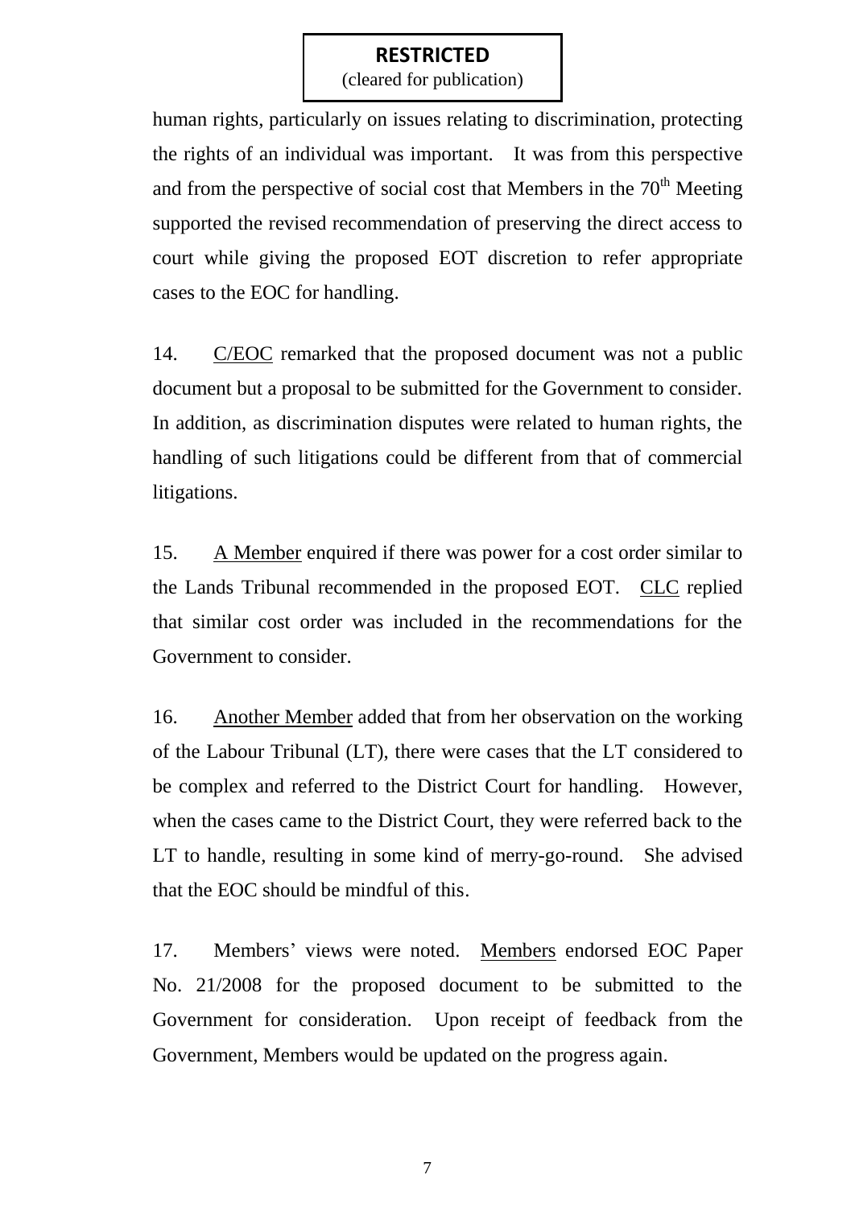human rights, particularly on issues relating to discrimination, protecting the rights of an individual was important. It was from this perspective and from the perspective of social cost that Members in the 70th Meeting supported the revised recommendation of preserving the direct access to court while giving the proposed EOT discretion to refer appropriate cases to the EOC for handling.

14. C/EOC remarked that the proposed document was not a public document but a proposal to be submitted for the Government to consider. In addition, as discrimination disputes were related to human rights, the handling of such litigations could be different from that of commercial litigations.

15. A Member enquired if there was power for a cost order similar to the Lands Tribunal recommended in the proposed EOT. CLC replied that similar cost order was included in the recommendations for the Government to consider.

16. Another Member added that from her observation on the working of the Labour Tribunal (LT), there were cases that the LT considered to be complex and referred to the District Court for handling. However, when the cases came to the District Court, they were referred back to the LT to handle, resulting in some kind of merry-go-round. She advised that the EOC should be mindful of this.

17. Members' views were noted. Members endorsed EOC Paper No. 21/2008 for the proposed document to be submitted to the Government for consideration. Upon receipt of feedback from the Government, Members would be updated on the progress again.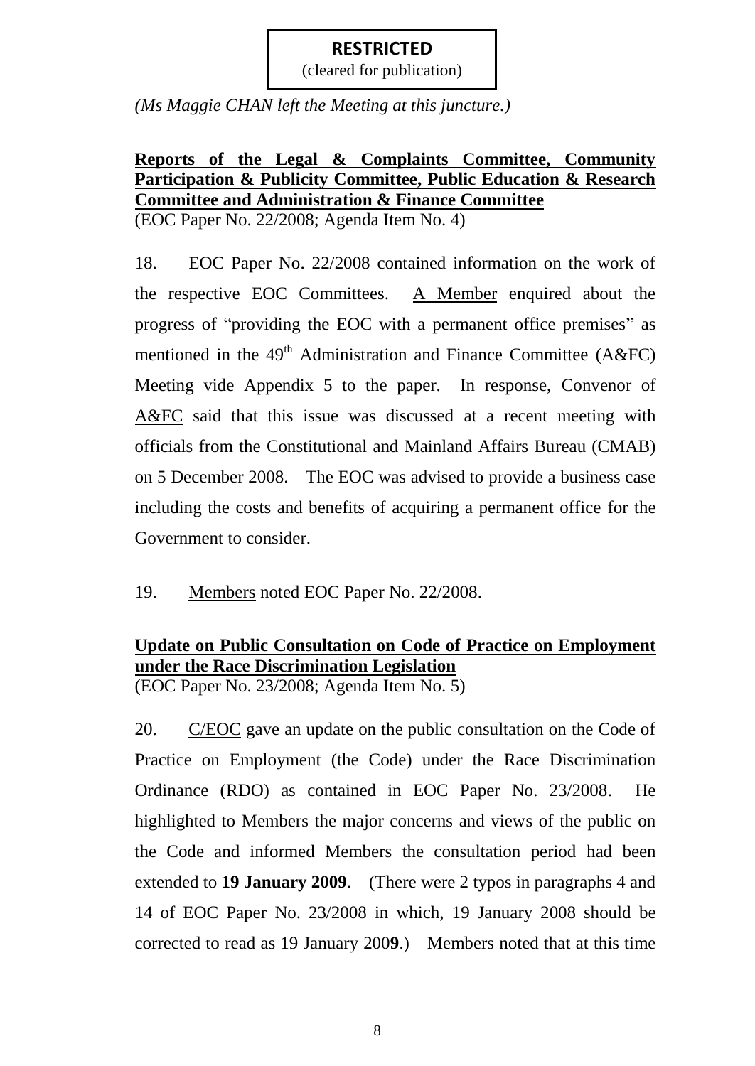**RESTRICTED**
(cleared for publication)

*(Ms Maggie CHAN left the Meeting at this juncture.)*

**Reports of the Legal & Complaints Committee, Community Participation & Publicity Committee, Public Education & Research Committee and Administration & Finance Committee**
(EOC Paper No. 22/2008; Agenda Item No. 4)

18. EOC Paper No. 22/2008 contained information on the work of the respective EOC Committees. A Member enquired about the progress of "providing the EOC with a permanent office premises" as mentioned in the 49th Administration and Finance Committee (A&FC) Meeting vide Appendix 5 to the paper. In response, Convenor of A&FC said that this issue was discussed at a recent meeting with officials from the Constitutional and Mainland Affairs Bureau (CMAB) on 5 December 2008. The EOC was advised to provide a business case including the costs and benefits of acquiring a permanent office for the Government to consider.

19. Members noted EOC Paper No. 22/2008.

**Update on Public Consultation on Code of Practice on Employment under the Race Discrimination Legislation**
(EOC Paper No. 23/2008; Agenda Item No. 5)

20. C/EOC gave an update on the public consultation on the Code of Practice on Employment (the Code) under the Race Discrimination Ordinance (RDO) as contained in EOC Paper No. 23/2008. He highlighted to Members the major concerns and views of the public on the Code and informed Members the consultation period had been extended to **19 January 2009**. (There were 2 typos in paragraphs 4 and 14 of EOC Paper No. 23/2008 in which, 19 January 2008 should be corrected to read as 19 January 200**9**.) Members noted that at this time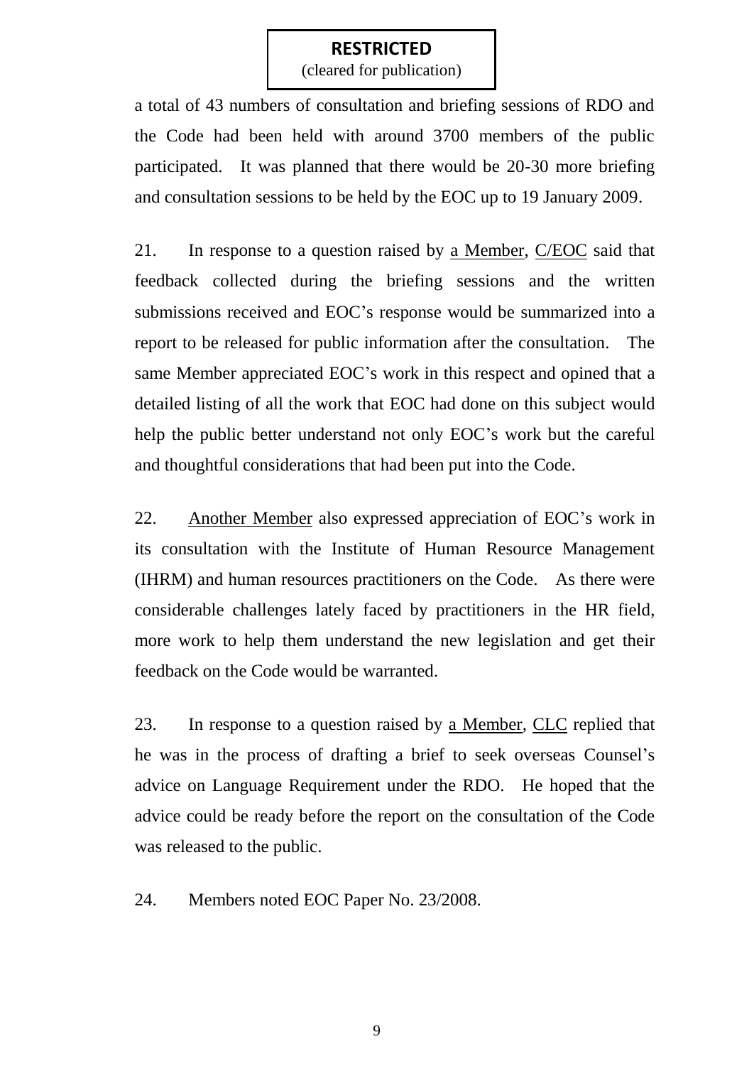**RESTRICTED**
(cleared for publication)

a total of 43 numbers of consultation and briefing sessions of RDO and the Code had been held with around 3700 members of the public participated. It was planned that there would be 20-30 more briefing and consultation sessions to be held by the EOC up to 19 January 2009.

21. In response to a question raised by a Member, C/EOC said that feedback collected during the briefing sessions and the written submissions received and EOC's response would be summarized into a report to be released for public information after the consultation. The same Member appreciated EOC's work in this respect and opined that a detailed listing of all the work that EOC had done on this subject would help the public better understand not only EOC's work but the careful and thoughtful considerations that had been put into the Code.

22. Another Member also expressed appreciation of EOC's work in its consultation with the Institute of Human Resource Management (IHRM) and human resources practitioners on the Code. As there were considerable challenges lately faced by practitioners in the HR field, more work to help them understand the new legislation and get their feedback on the Code would be warranted.

23. In response to a question raised by a Member, CLC replied that he was in the process of drafting a brief to seek overseas Counsel's advice on Language Requirement under the RDO. He hoped that the advice could be ready before the report on the consultation of the Code was released to the public.

24. Members noted EOC Paper No. 23/2008.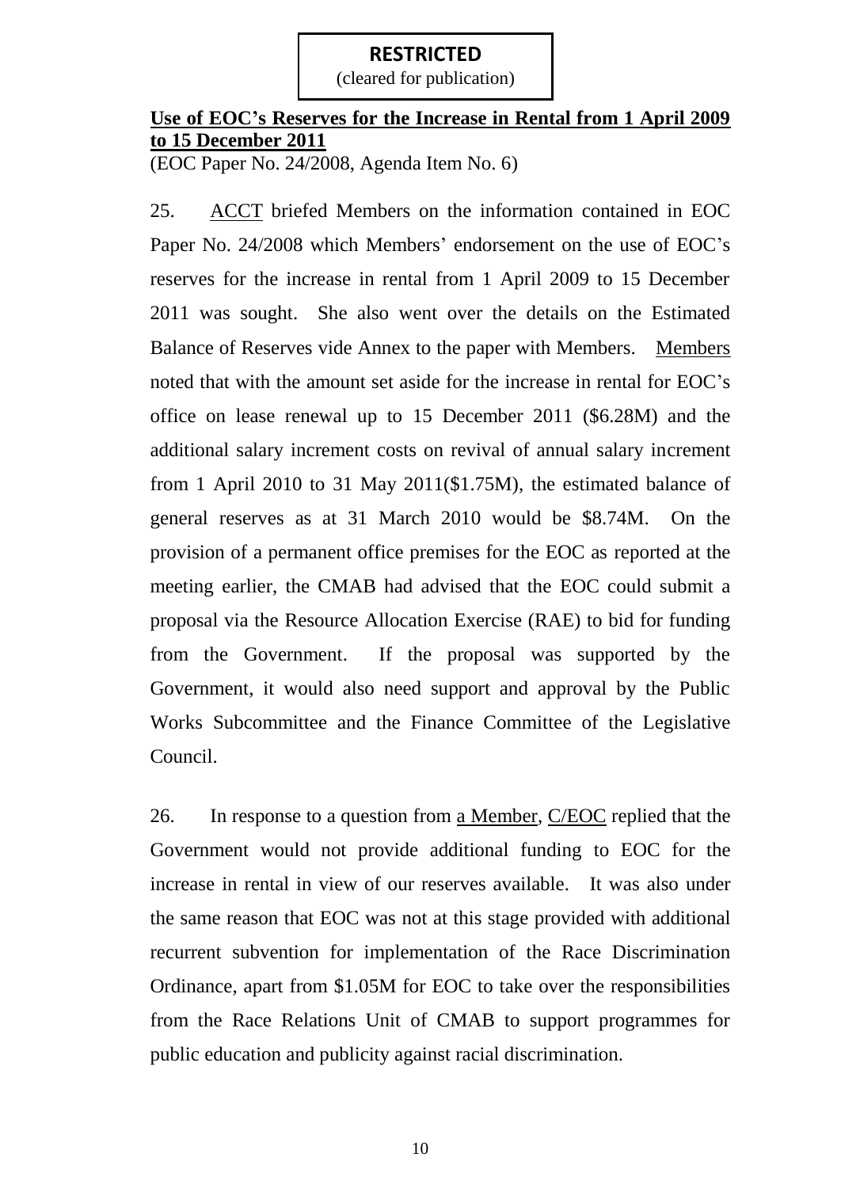**RESTRICTED**
(cleared for publication)

**Use of EOC's Reserves for the Increase in Rental from 1 April 2009 to 15 December 2011**
(EOC Paper No. 24/2008, Agenda Item No. 6)

25. ACCT briefed Members on the information contained in EOC Paper No. 24/2008 which Members' endorsement on the use of EOC's reserves for the increase in rental from 1 April 2009 to 15 December 2011 was sought. She also went over the details on the Estimated Balance of Reserves vide Annex to the paper with Members. Members noted that with the amount set aside for the increase in rental for EOC's office on lease renewal up to 15 December 2011 ($6.28M) and the additional salary increment costs on revival of annual salary increment from 1 April 2010 to 31 May 2011($1.75M), the estimated balance of general reserves as at 31 March 2010 would be $8.74M. On the provision of a permanent office premises for the EOC as reported at the meeting earlier, the CMAB had advised that the EOC could submit a proposal via the Resource Allocation Exercise (RAE) to bid for funding from the Government. If the proposal was supported by the Government, it would also need support and approval by the Public Works Subcommittee and the Finance Committee of the Legislative Council.

26. In response to a question from a Member, C/EOC replied that the Government would not provide additional funding to EOC for the increase in rental in view of our reserves available. It was also under the same reason that EOC was not at this stage provided with additional recurrent subvention for implementation of the Race Discrimination Ordinance, apart from $1.05M for EOC to take over the responsibilities from the Race Relations Unit of CMAB to support programmes for public education and publicity against racial discrimination.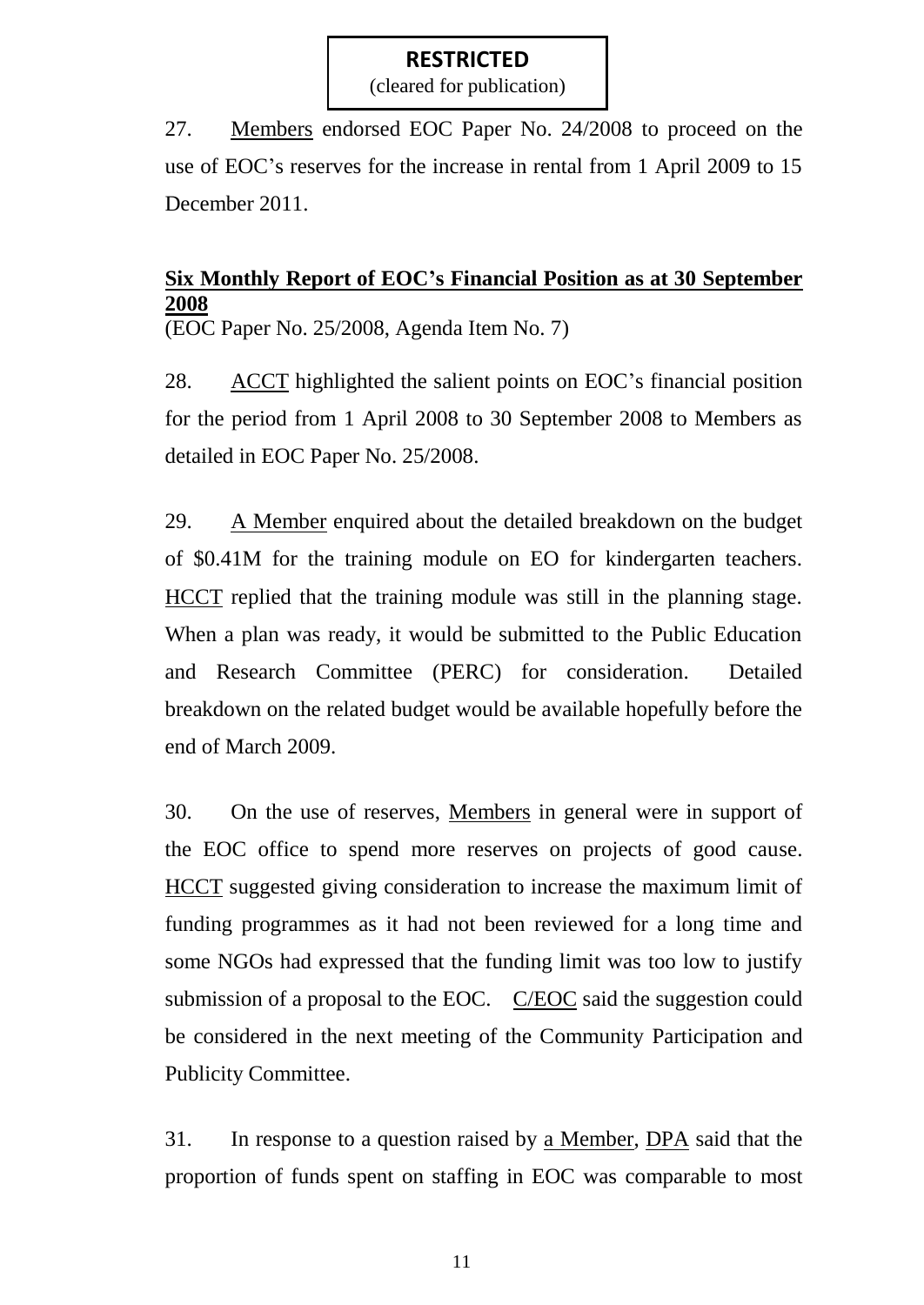**RESTRICTED**
(cleared for publication)

27. Members endorsed EOC Paper No. 24/2008 to proceed on the use of EOC's reserves for the increase in rental from 1 April 2009 to 15 December 2011.

**Six Monthly Report of EOC's Financial Position as at 30 September 2008**
(EOC Paper No. 25/2008, Agenda Item No. 7)

28. ACCT highlighted the salient points on EOC's financial position for the period from 1 April 2008 to 30 September 2008 to Members as detailed in EOC Paper No. 25/2008.

29. A Member enquired about the detailed breakdown on the budget of $0.41M for the training module on EO for kindergarten teachers. HCCT replied that the training module was still in the planning stage. When a plan was ready, it would be submitted to the Public Education and Research Committee (PERC) for consideration. Detailed breakdown on the related budget would be available hopefully before the end of March 2009.

30. On the use of reserves, Members in general were in support of the EOC office to spend more reserves on projects of good cause. HCCT suggested giving consideration to increase the maximum limit of funding programmes as it had not been reviewed for a long time and some NGOs had expressed that the funding limit was too low to justify submission of a proposal to the EOC. C/EOC said the suggestion could be considered in the next meeting of the Community Participation and Publicity Committee.

31. In response to a question raised by a Member, DPA said that the proportion of funds spent on staffing in EOC was comparable to most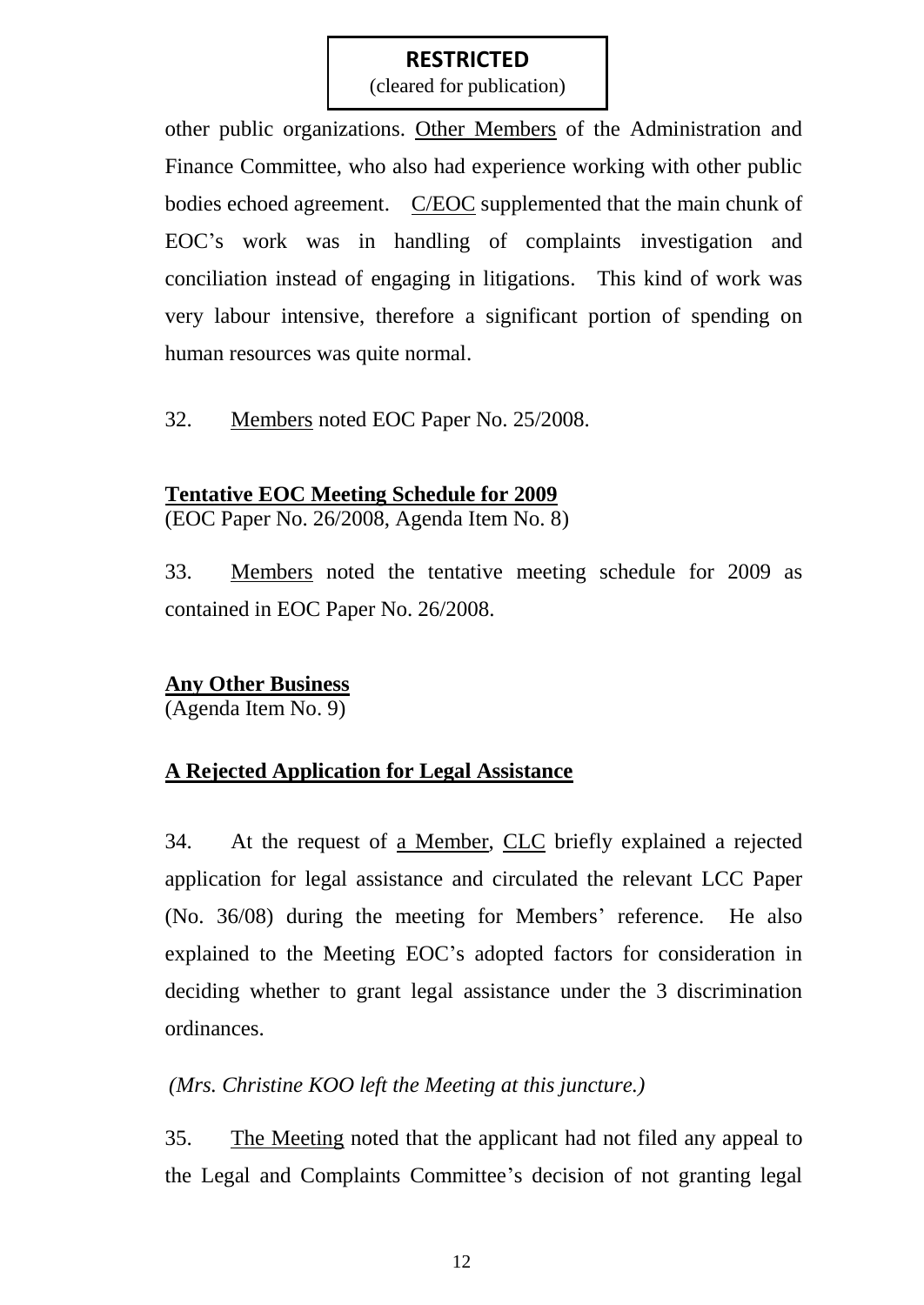**RESTRICTED**
(cleared for publication)

other public organizations. Other Members of the Administration and Finance Committee, who also had experience working with other public bodies echoed agreement. C/EOC supplemented that the main chunk of EOC's work was in handling of complaints investigation and conciliation instead of engaging in litigations. This kind of work was very labour intensive, therefore a significant portion of spending on human resources was quite normal.

32. Members noted EOC Paper No. 25/2008.

**Tentative EOC Meeting Schedule for 2009**
(EOC Paper No. 26/2008, Agenda Item No. 8)

33. Members noted the tentative meeting schedule for 2009 as contained in EOC Paper No. 26/2008.

**Any Other Business**
(Agenda Item No. 9)

**A Rejected Application for Legal Assistance**

34. At the request of a Member, CLC briefly explained a rejected application for legal assistance and circulated the relevant LCC Paper (No. 36/08) during the meeting for Members' reference. He also explained to the Meeting EOC's adopted factors for consideration in deciding whether to grant legal assistance under the 3 discrimination ordinances.

*(Mrs. Christine KOO left the Meeting at this juncture.)*

35. The Meeting noted that the applicant had not filed any appeal to the Legal and Complaints Committee's decision of not granting legal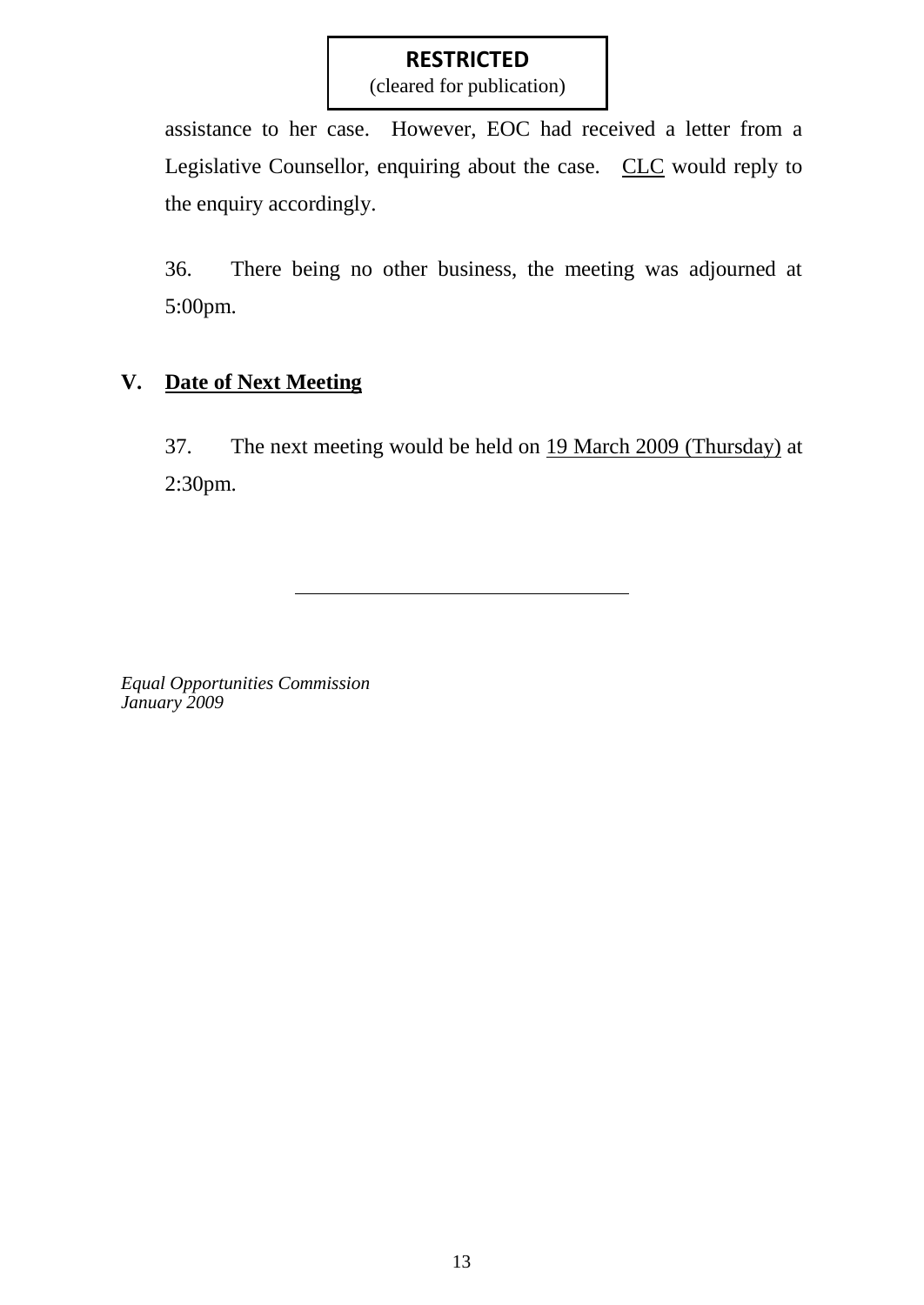**RESTRICTED**
(cleared for publication)

assistance to her case. However, EOC had received a letter from a Legislative Counsellor, enquiring about the case. <u>CLC</u> would reply to the enquiry accordingly.

36. There being no other business, the meeting was adjourned at 5:00pm.

## V. Date of Next Meeting

37. The next meeting would be held on <u>19 March 2009 (Thursday)</u> at 2:30pm.

---

*Equal Opportunities Commission*
*January 2009*